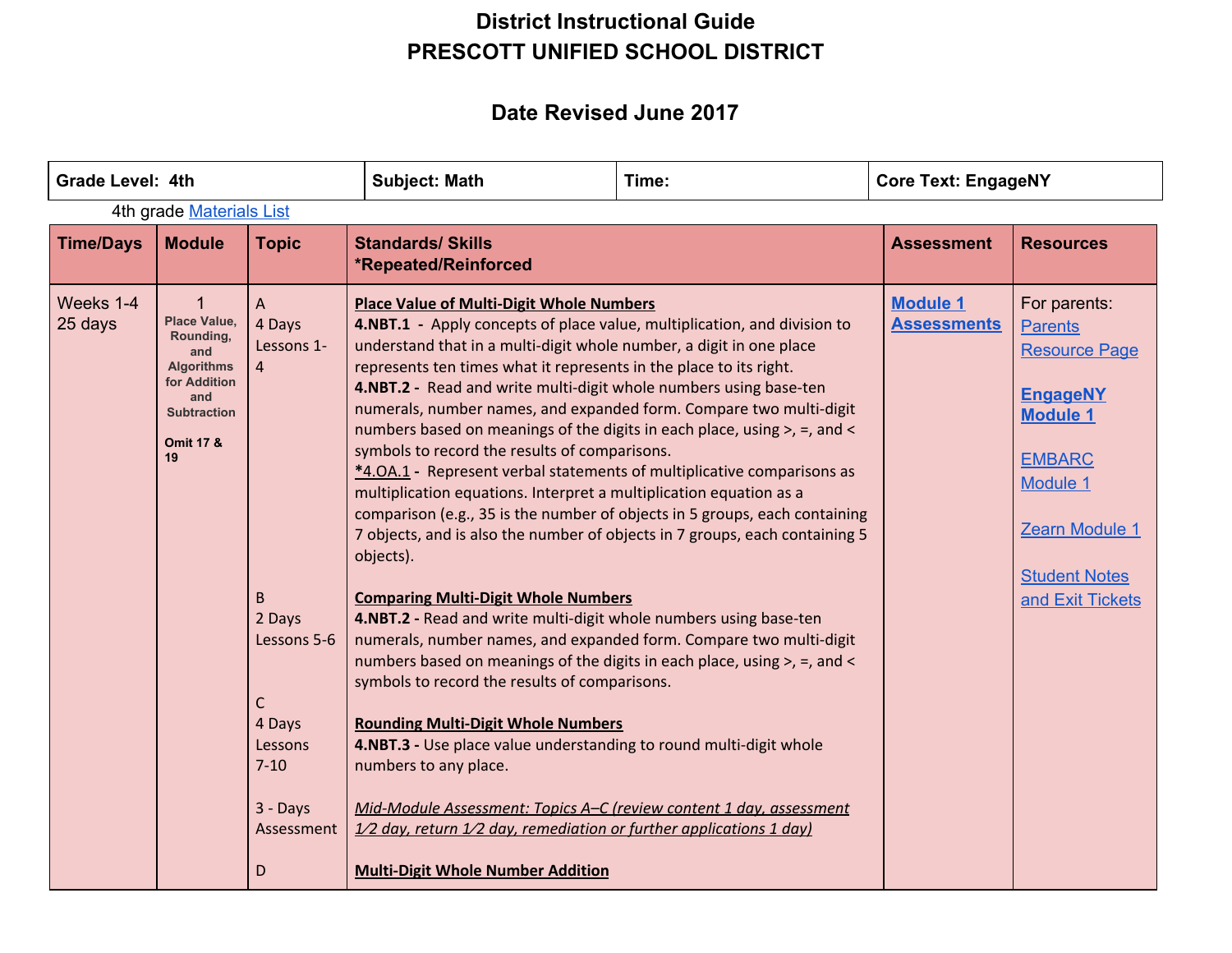# District Instructional Guide
# PRESCOTT UNIFIED SCHOOL DISTRICT

## Date Revised June 2017

| Grade Level: 4th | Subject: Math | Time: | Core Text: EngageNY |
|---|---|---|---|

4th grade Materials List

| Time/Days | Module | Topic | Standards/ Skills *Repeated/Reinforced | Assessment | Resources |
|---|---|---|---|---|---|
| Weeks 1-4<br>25 days | 1<br>**Place Value, Rounding, and Algorithms for Addition and Subtraction**<br><br>**Omit 17 & 19** | A<br>4 Days<br>Lessons 1-4 | **Place Value of Multi-Digit Whole Numbers**<br>**4.NBT.1 -** Apply concepts of place value, multiplication, and division to understand that in a multi-digit whole number, a digit in one place represents ten times what it represents in the place to its right.<br>**4.NBT.2 -** Read and write multi-digit whole numbers using base-ten numerals, number names, and expanded form. Compare two multi-digit numbers based on meanings of the digits in each place, using >, =, and < symbols to record the results of comparisons.<br>**\*4.OA.1 -** Represent verbal statements of multiplicative comparisons as multiplication equations. Interpret a multiplication equation as a comparison (e.g., 35 is the number of objects in 5 groups, each containing 7 objects, and is also the number of objects in 7 groups, each containing 5 objects). | **Module 1 Assessments** | For parents: Parents Resource Page<br><br>**EngageNY Module 1**<br><br>EMBARC Module 1<br><br>Zearn Module 1<br><br>Student Notes and Exit Tickets |
| | | B<br>2 Days<br>Lessons 5-6 | **Comparing Multi-Digit Whole Numbers**<br>**4.NBT.2 -** Read and write multi-digit whole numbers using base-ten numerals, number names, and expanded form. Compare two multi-digit numbers based on meanings of the digits in each place, using >, =, and < symbols to record the results of comparisons. | | |
| | | C<br>4 Days<br>Lessons 7-10 | **Rounding Multi-Digit Whole Numbers**<br>**4.NBT.3 -** Use place value understanding to round multi-digit whole numbers to any place. | | |
| | | 3 - Days Assessment | *Mid-Module Assessment: Topics A–C (review content 1 day, assessment 1⁄2 day, return 1⁄2 day, remediation or further applications 1 day)* | | |
| | | D | **Multi-Digit Whole Number Addition** | | |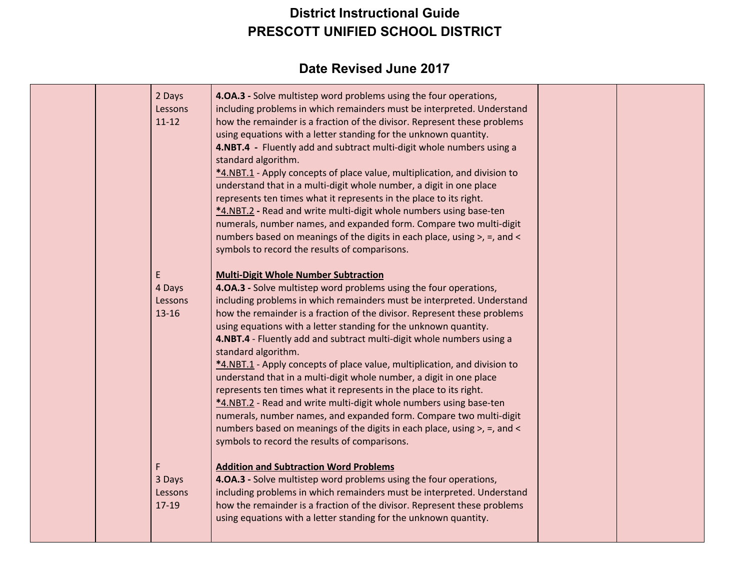# District Instructional Guide
# PRESCOTT UNIFIED SCHOOL DISTRICT

## Date Revised June 2017

| | | | | | |
|---|---|---|---|---|---|
| | | 2 Days<br>Lessons<br>11-12 | **4.OA.3 -** Solve multistep word problems using the four operations, including problems in which remainders must be interpreted. Understand how the remainder is a fraction of the divisor. Represent these problems using equations with a letter standing for the unknown quantity.<br>**4.NBT.4 -** Fluently add and subtract multi-digit whole numbers using a standard algorithm.<br>**<u>*4.NBT.1</u> -** Apply concepts of place value, multiplication, and division to understand that in a multi-digit whole number, a digit in one place represents ten times what it represents in the place to its right.<br>**<u>*4.NBT.2</u> -** Read and write multi-digit whole numbers using base-ten numerals, number names, and expanded form. Compare two multi-digit numbers based on meanings of the digits in each place, using >, =, and < symbols to record the results of comparisons. | | |
| | | E<br>4 Days<br>Lessons<br>13-16 | **<u>Multi-Digit Whole Number Subtraction</u>**<br>**4.OA.3 -** Solve multistep word problems using the four operations, including problems in which remainders must be interpreted. Understand how the remainder is a fraction of the divisor. Represent these problems using equations with a letter standing for the unknown quantity.<br>**4.NBT.4** - Fluently add and subtract multi-digit whole numbers using a standard algorithm.<br>**<u>*4.NBT.1</u>** - Apply concepts of place value, multiplication, and division to understand that in a multi-digit whole number, a digit in one place represents ten times what it represents in the place to its right.<br>**<u>*4.NBT.2</u>** - Read and write multi-digit whole numbers using base-ten numerals, number names, and expanded form. Compare two multi-digit numbers based on meanings of the digits in each place, using >, =, and < symbols to record the results of comparisons. | | |
| | | F<br>3 Days<br>Lessons<br>17-19 | **<u>Addition and Subtraction Word Problems</u>**<br>**4.OA.3 -** Solve multistep word problems using the four operations, including problems in which remainders must be interpreted. Understand how the remainder is a fraction of the divisor. Represent these problems using equations with a letter standing for the unknown quantity. | | |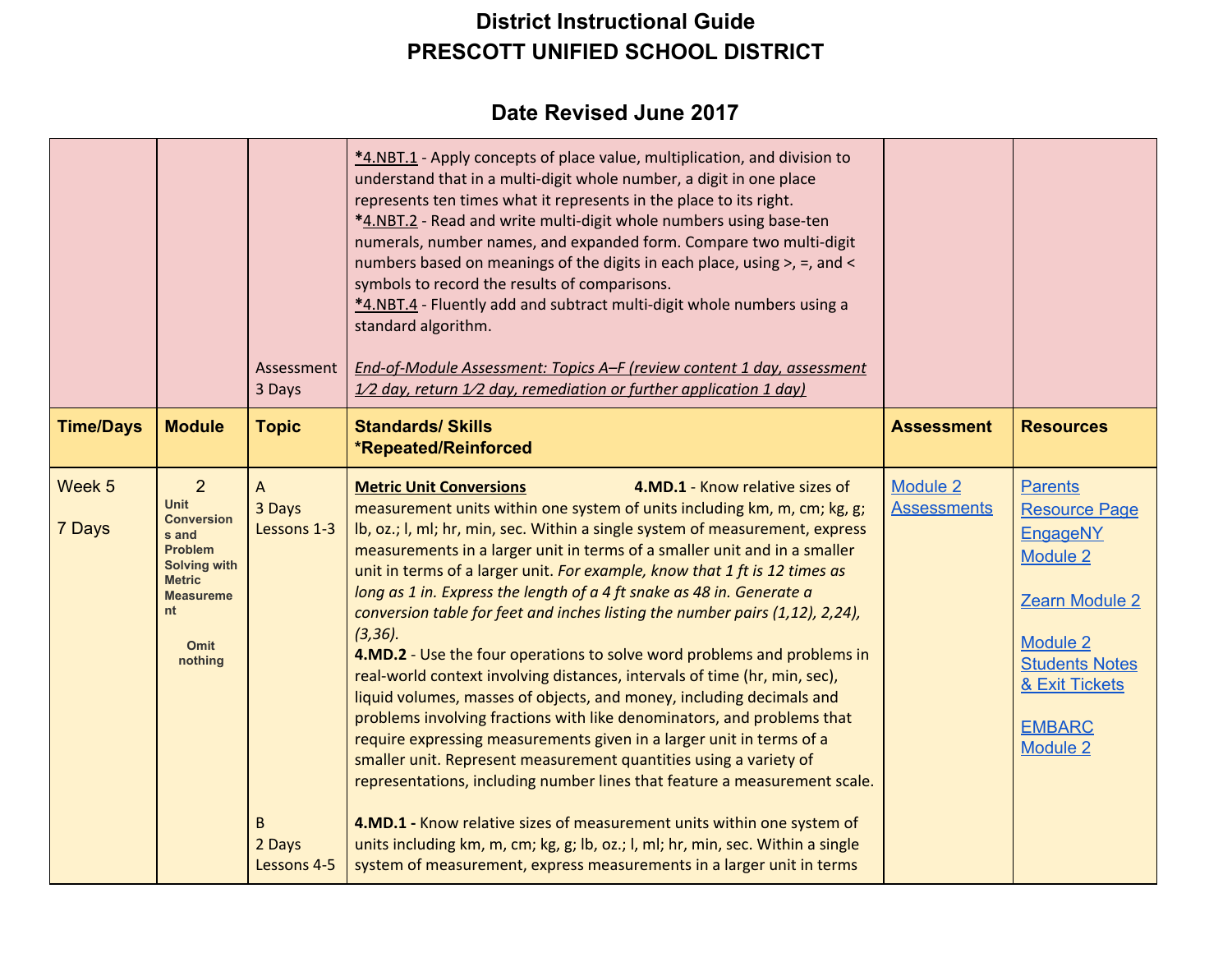# District Instructional Guide
# PRESCOTT UNIFIED SCHOOL DISTRICT

## Date Revised June 2017

| | | | | | |
|---|---|---|---|---|---|
| | | Assessment 3 Days | ***4.NBT.1** - Apply concepts of place value, multiplication, and division to understand that in a multi-digit whole number, a digit in one place represents ten times what it represents in the place to its right.<br>***4.NBT.2** - Read and write multi-digit whole numbers using base-ten numerals, number names, and expanded form. Compare two multi-digit numbers based on meanings of the digits in each place, using >, =, and < symbols to record the results of comparisons.<br>***4.NBT.4** - Fluently add and subtract multi-digit whole numbers using a standard algorithm.<br><br>*End-of-Module Assessment: Topics A–F (review content 1 day, assessment 1⁄2 day, return 1⁄2 day, remediation or further application 1 day)* | | |
| **Time/Days** | **Module** | **Topic** | **Standards/ Skills *Repeated/Reinforced** | **Assessment** | **Resources** |
| Week 5<br>7 Days | 2<br>Unit Conversions and Problem Solving with Metric Measurement<br>Omit nothing | A<br>3 Days<br>Lessons 1-3<br><br>B<br>2 Days<br>Lessons 4-5 | **Metric Unit Conversions** **4.MD.1** - Know relative sizes of measurement units within one system of units including km, m, cm; kg, g; lb, oz.; l, ml; hr, min, sec. Within a single system of measurement, express measurements in a larger unit in terms of a smaller unit and in a smaller unit in terms of a larger unit. *For example, know that 1 ft is 12 times as long as 1 in. Express the length of a 4 ft snake as 48 in. Generate a conversion table for feet and inches listing the number pairs (1,12), 2,24), (3,36).*<br>**4.MD.2** - Use the four operations to solve word problems and problems in real-world context involving distances, intervals of time (hr, min, sec), liquid volumes, masses of objects, and money, including decimals and problems involving fractions with like denominators, and problems that require expressing measurements given in a larger unit in terms of a smaller unit. Represent measurement quantities using a variety of representations, including number lines that feature a measurement scale.<br><br>**4.MD.1 -** Know relative sizes of measurement units within one system of units including km, m, cm; kg, g; lb, oz.; l, ml; hr, min, sec. Within a single system of measurement, express measurements in a larger unit in terms | Module 2 Assessments | Parents Resource Page<br>EngageNY Module 2<br><br>Zearn Module 2<br><br>Module 2 Students Notes & Exit Tickets<br><br>EMBARC Module 2 |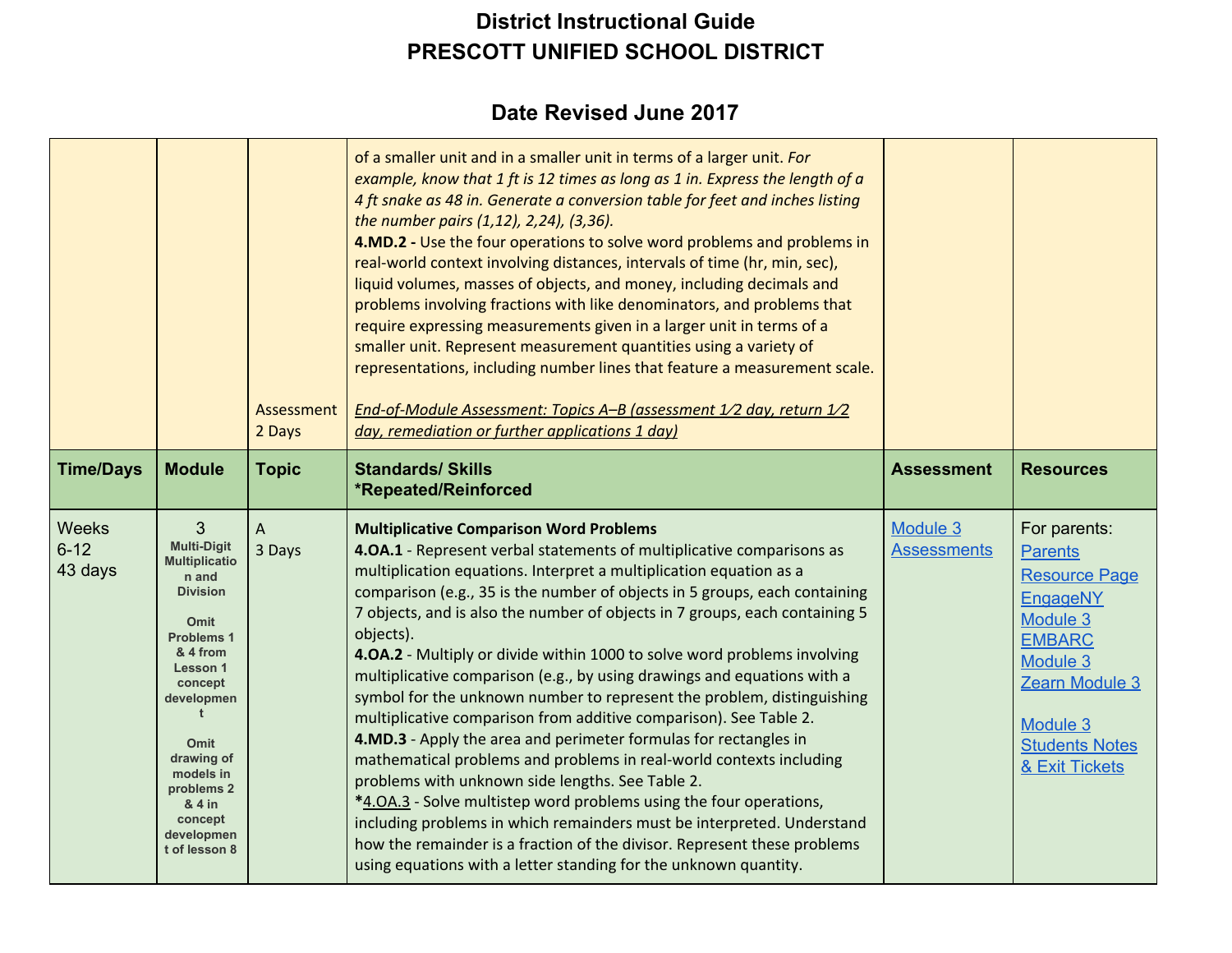# District Instructional Guide
# PRESCOTT UNIFIED SCHOOL DISTRICT

## Date Revised June 2017

| | | | | | |
|---|---|---|---|---|---|
| | | Assessment 2 Days | of a smaller unit and in a smaller unit in terms of a larger unit. *For example, know that 1 ft is 12 times as long as 1 in. Express the length of a 4 ft snake as 48 in. Generate a conversion table for feet and inches listing the number pairs (1,12), 2,24), (3,36).*<br>**4.MD.2 -** Use the four operations to solve word problems and problems in real-world context involving distances, intervals of time (hr, min, sec), liquid volumes, masses of objects, and money, including decimals and problems involving fractions with like denominators, and problems that require expressing measurements given in a larger unit in terms of a smaller unit. Represent measurement quantities using a variety of representations, including number lines that feature a measurement scale.<br><br>*End-of-Module Assessment: Topics A–B (assessment 1⁄2 day, return 1⁄2 day, remediation or further applications 1 day)* | | |
| **Time/Days** | **Module** | **Topic** | **Standards/ Skills**<br>***Repeated/Reinforced** | **Assessment** | **Resources** |
| Weeks 6-12<br>43 days | 3<br>**Multi-Digit Multiplication and Division**<br><br>**Omit Problems 1 & 4 from Lesson 1 concept development**<br><br>**Omit drawing of models in problems 2 & 4 in concept development of lesson 8** | A<br>3 Days | **Multiplicative Comparison Word Problems**<br>**4.OA.1** - Represent verbal statements of multiplicative comparisons as multiplication equations. Interpret a multiplication equation as a comparison (e.g., 35 is the number of objects in 5 groups, each containing 7 objects, and is also the number of objects in 7 groups, each containing 5 objects).<br>**4.OA.2** - Multiply or divide within 1000 to solve word problems involving multiplicative comparison (e.g., by using drawings and equations with a symbol for the unknown number to represent the problem, distinguishing multiplicative comparison from additive comparison). See Table 2.<br>**4.MD.3** - Apply the area and perimeter formulas for rectangles in mathematical problems and problems in real-world contexts including problems with unknown side lengths. See Table 2.<br>***4.OA.3** - Solve multistep word problems using the four operations, including problems in which remainders must be interpreted. Understand how the remainder is a fraction of the divisor. Represent these problems using equations with a letter standing for the unknown quantity. | Module 3 Assessments | For parents:<br>Parents Resource Page<br>EngageNY Module 3<br>EMBARC Module 3<br>Zearn Module 3<br><br>Module 3 Students Notes & Exit Tickets |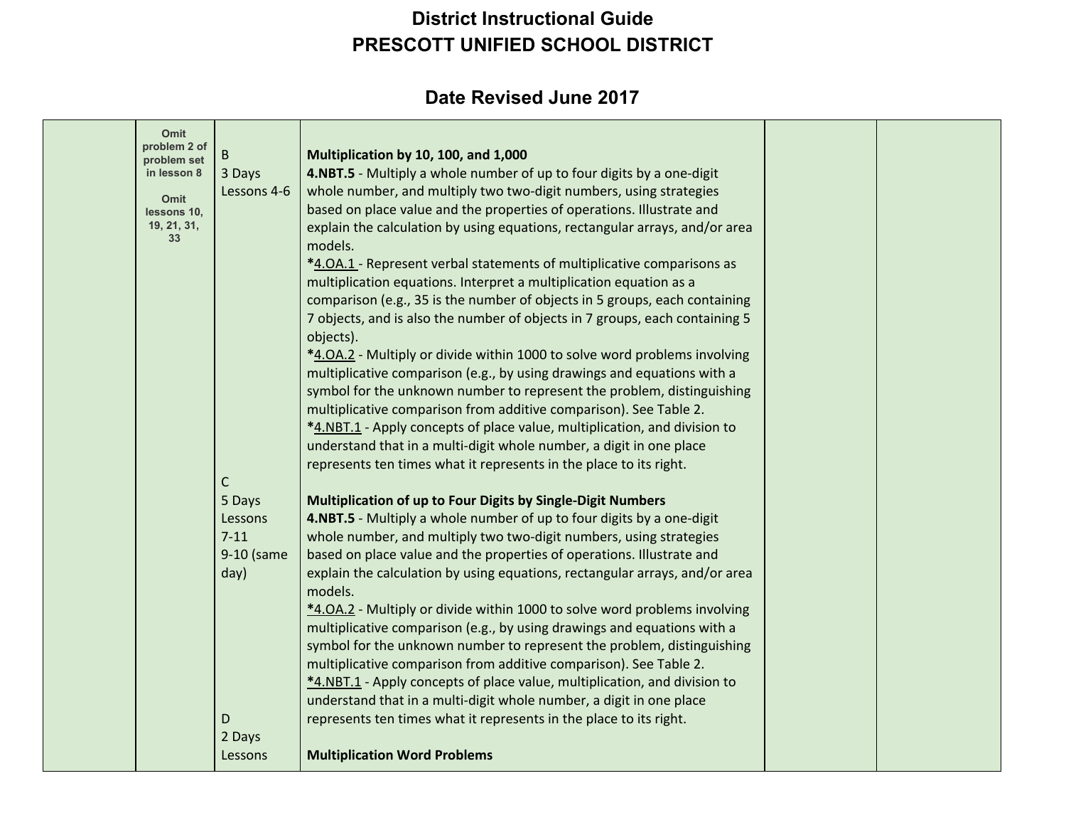# District Instructional Guide
# PRESCOTT UNIFIED SCHOOL DISTRICT

## Date Revised June 2017

| | | | | | |
|---|---|---|---|---|---|
| | Omit problem 2 of problem set in lesson 8<br><br>Omit lessons 10, 19, 21, 31, 33 | B<br>3 Days<br>Lessons 4-6<br><br><br><br><br><br><br><br><br><br><br><br><br><br><br><br>C<br>5 Days<br>Lessons<br>7-11<br>9-10 (same day)<br><br><br><br><br><br><br><br><br><br>D<br>2 Days<br>Lessons | **Multiplication by 10, 100, and 1,000**<br>**4.NBT.5** - Multiply a whole number of up to four digits by a one-digit whole number, and multiply two two-digit numbers, using strategies based on place value and the properties of operations. Illustrate and explain the calculation by using equations, rectangular arrays, and/or area models.<br>***4.OA.1** - Represent verbal statements of multiplicative comparisons as multiplication equations. Interpret a multiplication equation as a comparison (e.g., 35 is the number of objects in 5 groups, each containing 7 objects, and is also the number of objects in 7 groups, each containing 5 objects).<br>***4.OA.2** - Multiply or divide within 1000 to solve word problems involving multiplicative comparison (e.g., by using drawings and equations with a symbol for the unknown number to represent the problem, distinguishing multiplicative comparison from additive comparison). See Table 2.<br>***4.NBT.1** - Apply concepts of place value, multiplication, and division to understand that in a multi-digit whole number, a digit in one place represents ten times what it represents in the place to its right.<br><br>**Multiplication of up to Four Digits by Single-Digit Numbers**<br>**4.NBT.5** - Multiply a whole number of up to four digits by a one-digit whole number, and multiply two two-digit numbers, using strategies based on place value and the properties of operations. Illustrate and explain the calculation by using equations, rectangular arrays, and/or area models.<br>*4.OA.2 - Multiply or divide within 1000 to solve word problems involving multiplicative comparison (e.g., by using drawings and equations with a symbol for the unknown number to represent the problem, distinguishing multiplicative comparison from additive comparison). See Table 2.<br>*4.NBT.1 - Apply concepts of place value, multiplication, and division to understand that in a multi-digit whole number, a digit in one place represents ten times what it represents in the place to its right.<br><br>**Multiplication Word Problems** | | |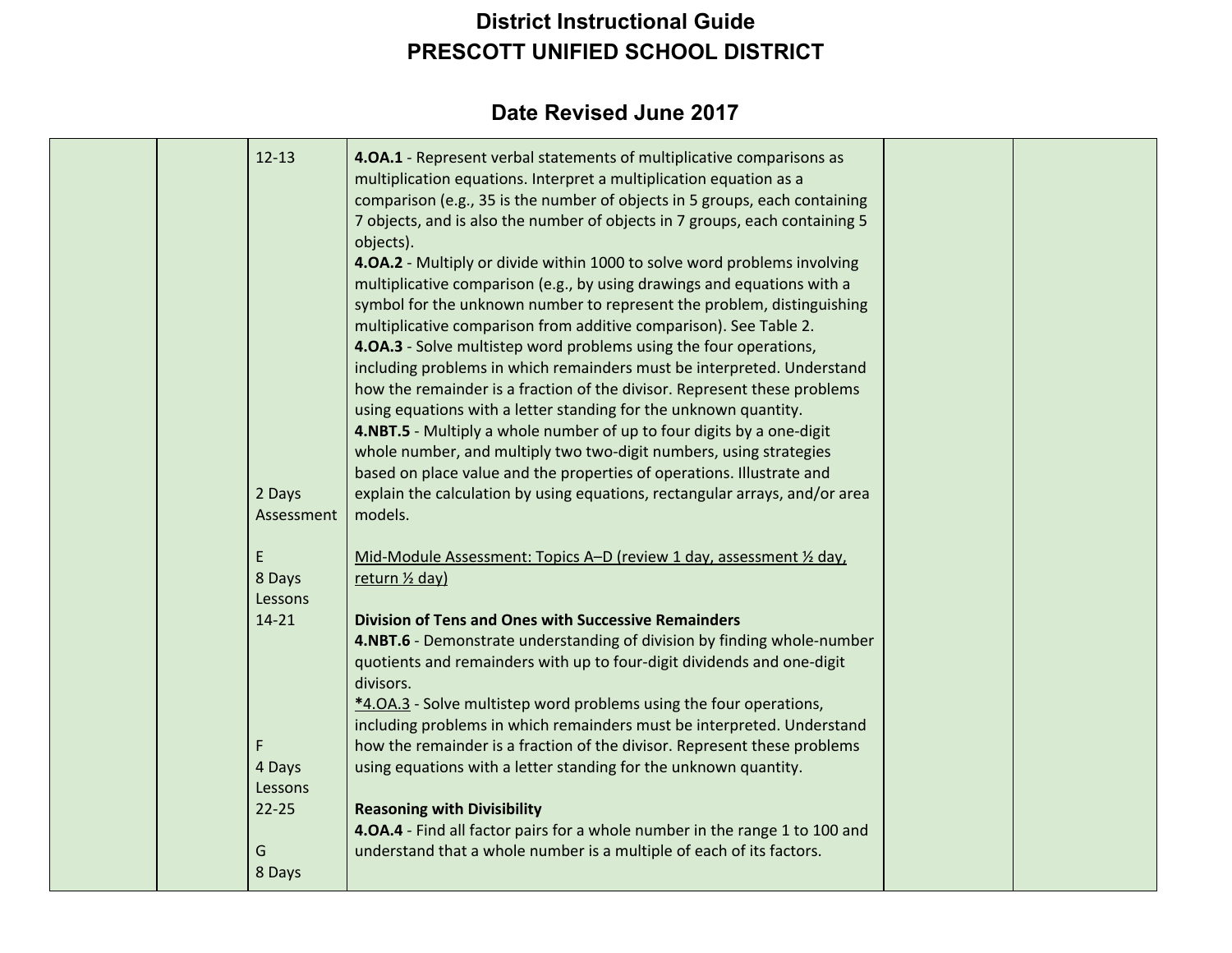# District Instructional Guide
# PRESCOTT UNIFIED SCHOOL DISTRICT

## Date Revised June 2017

| | | | | | |
|---|---|---|---|---|---|
| | | 12-13<br><br><br><br><br><br><br><br><br><br><br><br><br><br><br><br>2 Days Assessment<br><br>E<br>8 Days<br>Lessons<br>14-21<br><br><br><br><br><br><br>F<br>4 Days<br>Lessons<br>22-25<br><br>G<br>8 Days | **4.OA.1** - Represent verbal statements of multiplicative comparisons as multiplication equations. Interpret a multiplication equation as a comparison (e.g., 35 is the number of objects in 5 groups, each containing 7 objects, and is also the number of objects in 7 groups, each containing 5 objects).<br>**4.OA.2** - Multiply or divide within 1000 to solve word problems involving multiplicative comparison (e.g., by using drawings and equations with a symbol for the unknown number to represent the problem, distinguishing multiplicative comparison from additive comparison). See Table 2.<br>**4.OA.3** - Solve multistep word problems using the four operations, including problems in which remainders must be interpreted. Understand how the remainder is a fraction of the divisor. Represent these problems using equations with a letter standing for the unknown quantity.<br>**4.NBT.5** - Multiply a whole number of up to four digits by a one-digit whole number, and multiply two two-digit numbers, using strategies based on place value and the properties of operations. Illustrate and explain the calculation by using equations, rectangular arrays, and/or area models.<br><br><u>Mid-Module Assessment: Topics A–D (review 1 day, assessment ½ day, return ½ day)</u><br><br>**Division of Tens and Ones with Successive Remainders**<br>**4.NBT.6** - Demonstrate understanding of division by finding whole-number quotients and remainders with up to four-digit dividends and one-digit divisors.<br><u>*4.OA.3</u> - Solve multistep word problems using the four operations, including problems in which remainders must be interpreted. Understand how the remainder is a fraction of the divisor. Represent these problems using equations with a letter standing for the unknown quantity.<br><br>**Reasoning with Divisibility**<br>**4.OA.4** - Find all factor pairs for a whole number in the range 1 to 100 and understand that a whole number is a multiple of each of its factors. | | |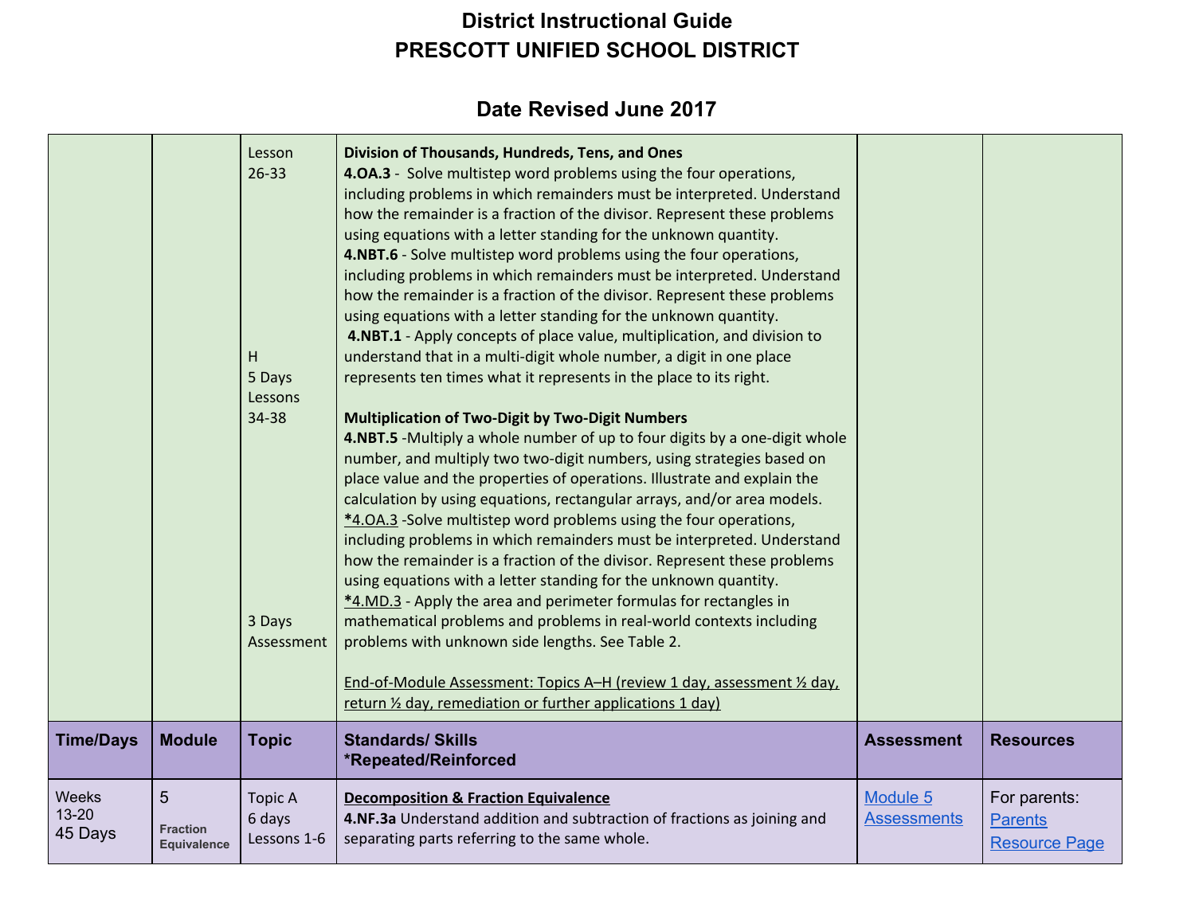# District Instructional Guide
# PRESCOTT UNIFIED SCHOOL DISTRICT

## Date Revised June 2017

| | | | | | |
|---|---|---|---|---|---|
| | | Lesson 26-33<br><br>H<br>5 Days<br>Lessons 34-38<br><br>3 Days Assessment | **Division of Thousands, Hundreds, Tens, and Ones**<br>**4.OA.3** - Solve multistep word problems using the four operations, including problems in which remainders must be interpreted. Understand how the remainder is a fraction of the divisor. Represent these problems using equations with a letter standing for the unknown quantity.<br>**4.NBT.6** - Solve multistep word problems using the four operations, including problems in which remainders must be interpreted. Understand how the remainder is a fraction of the divisor. Represent these problems using equations with a letter standing for the unknown quantity.<br>**4.NBT.1** - Apply concepts of place value, multiplication, and division to understand that in a multi-digit whole number, a digit in one place represents ten times what it represents in the place to its right.<br><br>**Multiplication of Two-Digit by Two-Digit Numbers**<br>**4.NBT.5** -Multiply a whole number of up to four digits by a one-digit whole number, and multiply two two-digit numbers, using strategies based on place value and the properties of operations. Illustrate and explain the calculation by using equations, rectangular arrays, and/or area models.<br>*4.OA.3 -Solve multistep word problems using the four operations, including problems in which remainders must be interpreted. Understand how the remainder is a fraction of the divisor. Represent these problems using equations with a letter standing for the unknown quantity.<br>*4.MD.3 - Apply the area and perimeter formulas for rectangles in mathematical problems and problems in real-world contexts including problems with unknown side lengths. See Table 2.<br><br>End-of-Module Assessment: Topics A–H (review 1 day, assessment ½ day, return ½ day, remediation or further applications 1 day) | | |
| **Time/Days** | **Module** | **Topic** | **Standards/ Skills**<br>***Repeated/Reinforced** | **Assessment** | **Resources** |
| Weeks 13-20<br>45 Days | 5<br>Fraction Equivalence | Topic A<br>6 days<br>Lessons 1-6 | **Decomposition & Fraction Equivalence**<br>**4.NF.3a** Understand addition and subtraction of fractions as joining and separating parts referring to the same whole. | Module 5 Assessments | For parents:<br>Parents Resource Page |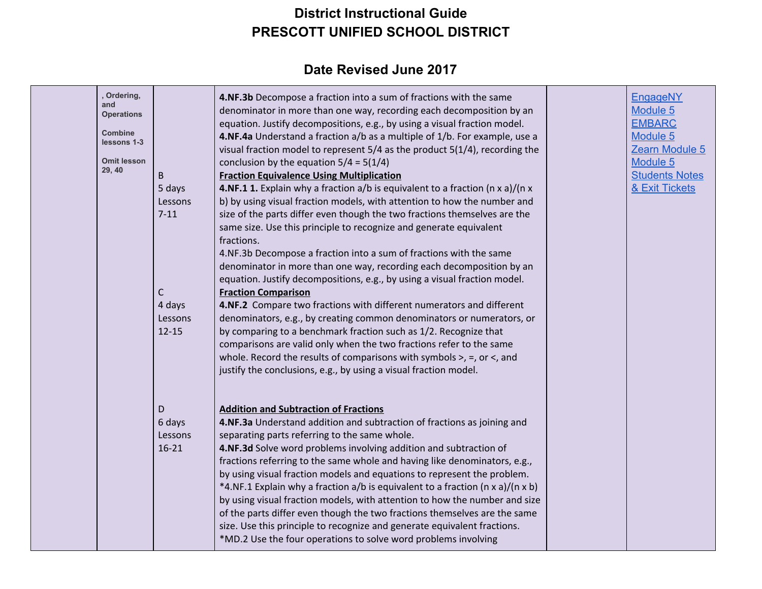# District Instructional Guide
# PRESCOTT UNIFIED SCHOOL DISTRICT

## Date Revised June 2017

| | | | | | |
|---|---|---|---|---|---|
| | , Ordering, and Operations<br><br>Combine lessons 1-3<br><br>Omit lesson 29, 40 | <br><br><br><br><br><br><br>B<br>5 days<br>Lessons<br>7-11<br><br><br><br><br><br><br><br><br>C<br>4 days<br>Lessons<br>12-15<br><br><br><br><br><br><br><br>D<br>6 days<br>Lessons<br>16-21 | **4.NF.3b** Decompose a fraction into a sum of fractions with the same denominator in more than one way, recording each decomposition by an equation. Justify decompositions, e.g., by using a visual fraction model.<br>**4.NF.4a** Understand a fraction a/b as a multiple of 1/b. For example, use a visual fraction model to represent 5/4 as the product 5(1/4), recording the conclusion by the equation 5/4 = 5(1/4)<br>**Fraction Equivalence Using Multiplication**<br>**4.NF.1 1.** Explain why a fraction a/b is equivalent to a fraction (n x a)/(n x b) by using visual fraction models, with attention to how the number and size of the parts differ even though the two fractions themselves are the same size. Use this principle to recognize and generate equivalent fractions.<br>4.NF.3b Decompose a fraction into a sum of fractions with the same denominator in more than one way, recording each decomposition by an equation. Justify decompositions, e.g., by using a visual fraction model.<br>**Fraction Comparison**<br>**4.NF.2** Compare two fractions with different numerators and different denominators, e.g., by creating common denominators or numerators, or by comparing to a benchmark fraction such as 1/2. Recognize that comparisons are valid only when the two fractions refer to the same whole. Record the results of comparisons with symbols >, =, or <, and justify the conclusions, e.g., by using a visual fraction model.<br><br>**Addition and Subtraction of Fractions**<br>**4.NF.3a** Understand addition and subtraction of fractions as joining and separating parts referring to the same whole.<br>**4.NF.3d** Solve word problems involving addition and subtraction of fractions referring to the same whole and having like denominators, e.g., by using visual fraction models and equations to represent the problem.<br>*4.NF.1 Explain why a fraction a/b is equivalent to a fraction (n x a)/(n x b) by using visual fraction models, with attention to how the number and size of the parts differ even though the two fractions themselves are the same size. Use this principle to recognize and generate equivalent fractions.<br>*MD.2 Use the four operations to solve word problems involving | | EngageNY Module 5<br>EMBARC Module 5<br>Zearn Module 5<br>Module 5 Students Notes & Exit Tickets |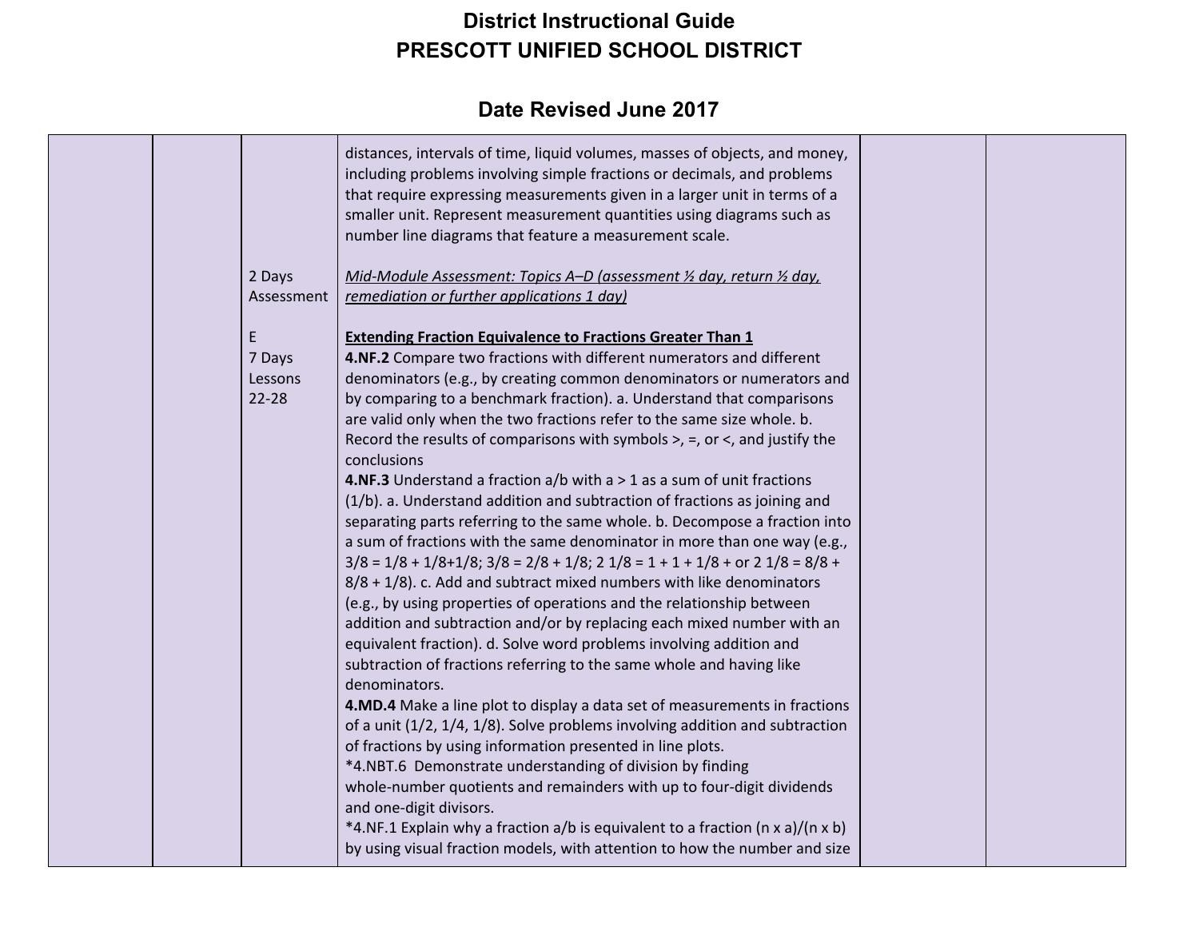# District Instructional Guide
# PRESCOTT UNIFIED SCHOOL DISTRICT

## Date Revised June 2017

| | | | | | |
|---|---|---|---|---|---|
| | | | distances, intervals of time, liquid volumes, masses of objects, and money, including problems involving simple fractions or decimals, and problems that require expressing measurements given in a larger unit in terms of a smaller unit. Represent measurement quantities using diagrams such as number line diagrams that feature a measurement scale. | | |
| | | 2 Days Assessment | *Mid-Module Assessment: Topics A–D (assessment ½ day, return ½ day, remediation or further applications 1 day)* | | |
| | | E<br>7 Days<br>Lessons 22-28 | **Extending Fraction Equivalence to Fractions Greater Than 1**<br>**4.NF.2** Compare two fractions with different numerators and different denominators (e.g., by creating common denominators or numerators and by comparing to a benchmark fraction). a. Understand that comparisons are valid only when the two fractions refer to the same size whole. b. Record the results of comparisons with symbols >, =, or <, and justify the conclusions<br>**4.NF.3** Understand a fraction a/b with a > 1 as a sum of unit fractions (1/b). a. Understand addition and subtraction of fractions as joining and separating parts referring to the same whole. b. Decompose a fraction into a sum of fractions with the same denominator in more than one way (e.g., 3/8 = 1/8 + 1/8+1/8; 3/8 = 2/8 + 1/8; 2 1/8 = 1 + 1 + 1/8 + or 2 1/8 = 8/8 + 8/8 + 1/8). c. Add and subtract mixed numbers with like denominators (e.g., by using properties of operations and the relationship between addition and subtraction and/or by replacing each mixed number with an equivalent fraction). d. Solve word problems involving addition and subtraction of fractions referring to the same whole and having like denominators.<br>**4.MD.4** Make a line plot to display a data set of measurements in fractions of a unit (1/2, 1/4, 1/8). Solve problems involving addition and subtraction of fractions by using information presented in line plots.<br>*4.NBT.6 Demonstrate understanding of division by finding whole-number quotients and remainders with up to four-digit dividends and one-digit divisors.<br>*4.NF.1 Explain why a fraction a/b is equivalent to a fraction (n x a)/(n x b) by using visual fraction models, with attention to how the number and size | | |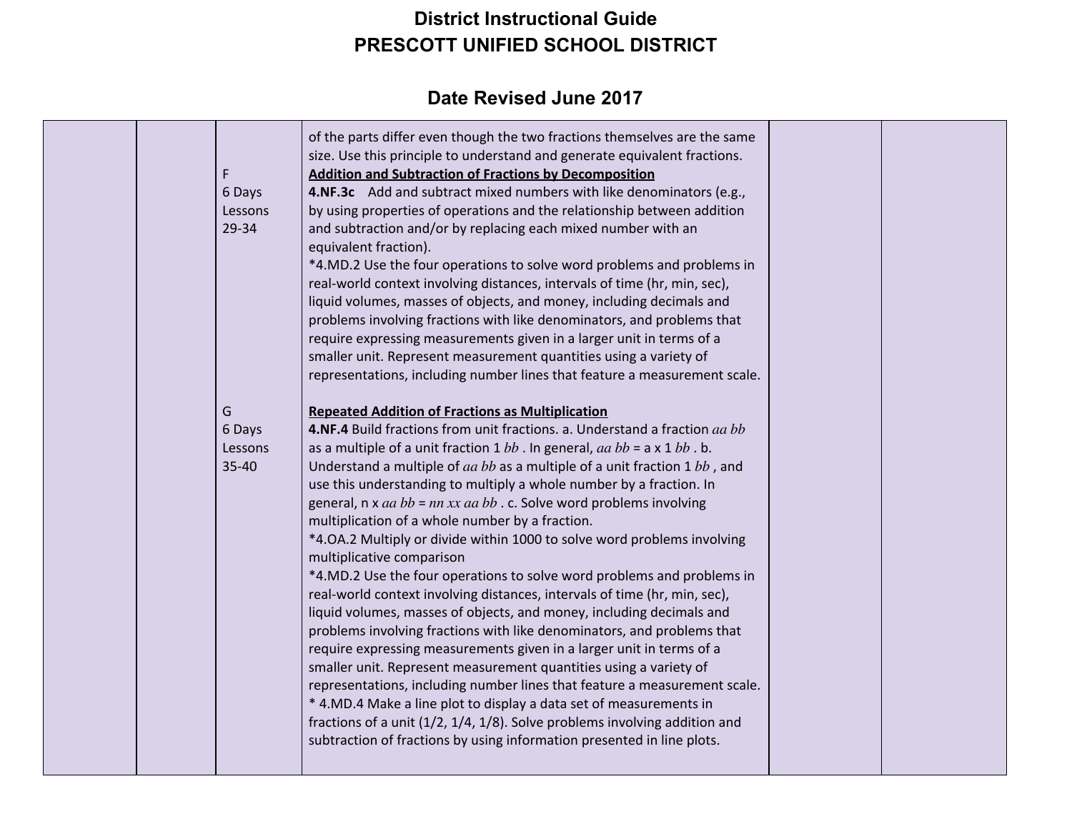# District Instructional Guide
# PRESCOTT UNIFIED SCHOOL DISTRICT

## Date Revised June 2017

| | | | | | |
|---|---|---|---|---|---|
| | | | of the parts differ even though the two fractions themselves are the same size. Use this principle to understand and generate equivalent fractions. | | |
| | | F<br>6 Days<br>Lessons<br>29-34 | **Addition and Subtraction of Fractions by Decomposition**<br>**4.NF.3c** Add and subtract mixed numbers with like denominators (e.g., by using properties of operations and the relationship between addition and subtraction and/or by replacing each mixed number with an equivalent fraction).<br>*4.MD.2 Use the four operations to solve word problems and problems in real-world context involving distances, intervals of time (hr, min, sec), liquid volumes, masses of objects, and money, including decimals and problems involving fractions with like denominators, and problems that require expressing measurements given in a larger unit in terms of a smaller unit. Represent measurement quantities using a variety of representations, including number lines that feature a measurement scale. | | |
| | | G<br>6 Days<br>Lessons<br>35-40 | **Repeated Addition of Fractions as Multiplication**<br>**4.NF.4** Build fractions from unit fractions. a. Understand a fraction *aa bb* as a multiple of a unit fraction 1 *bb* . In general, *aa bb* = a x 1 *bb* . b. Understand a multiple of *aa bb* as a multiple of a unit fraction 1 *bb* , and use this understanding to multiply a whole number by a fraction. In general, n x *aa bb* = *nn xx aa bb* . c. Solve word problems involving multiplication of a whole number by a fraction.<br>*4.OA.2 Multiply or divide within 1000 to solve word problems involving multiplicative comparison<br>*4.MD.2 Use the four operations to solve word problems and problems in real-world context involving distances, intervals of time (hr, min, sec), liquid volumes, masses of objects, and money, including decimals and problems involving fractions with like denominators, and problems that require expressing measurements given in a larger unit in terms of a smaller unit. Represent measurement quantities using a variety of representations, including number lines that feature a measurement scale.<br>* 4.MD.4 Make a line plot to display a data set of measurements in fractions of a unit (1/2, 1/4, 1/8). Solve problems involving addition and subtraction of fractions by using information presented in line plots. | | |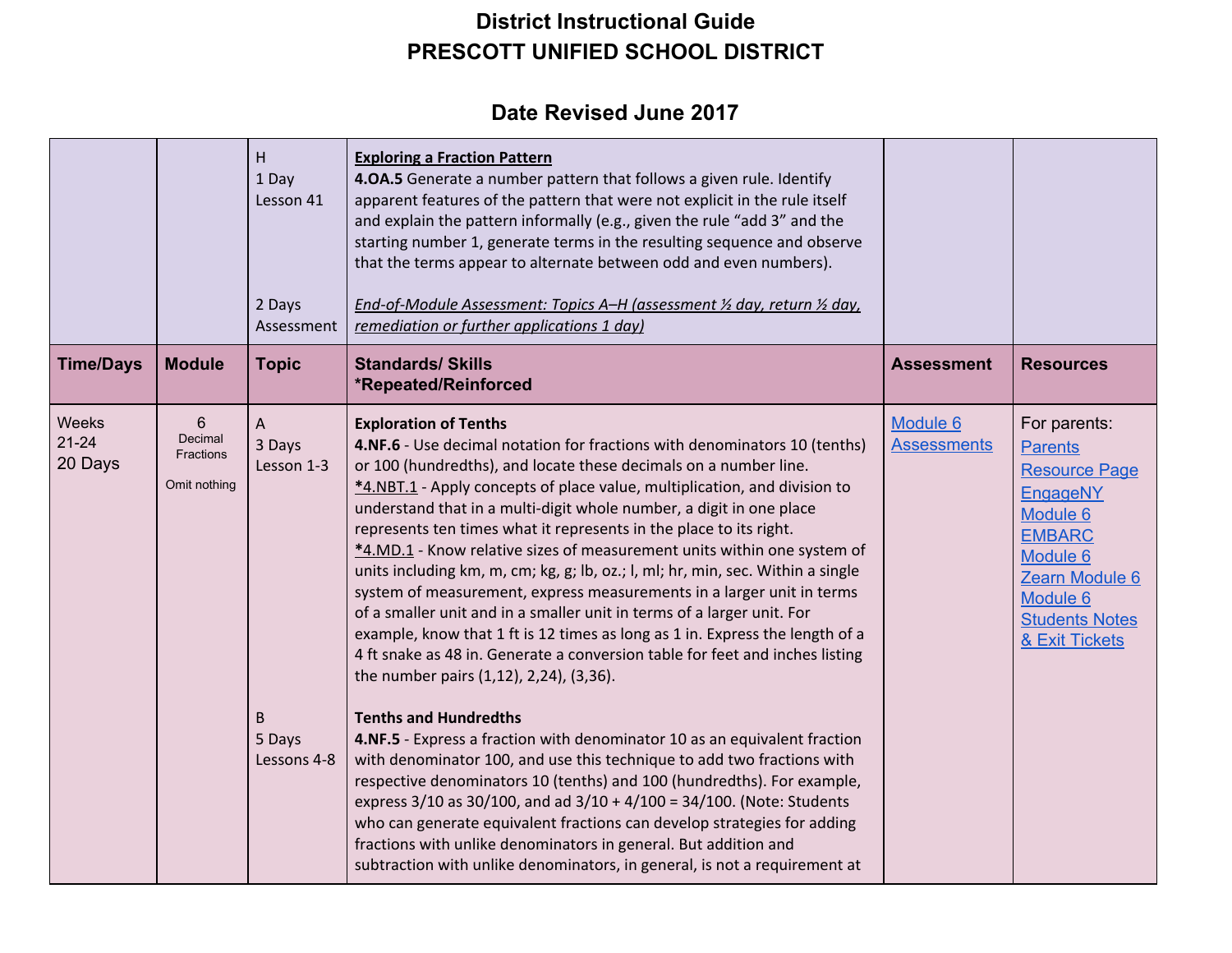# District Instructional Guide
# PRESCOTT UNIFIED SCHOOL DISTRICT

## Date Revised June 2017

| | | | | | |
|---|---|---|---|---|---|
| | | H<br>1 Day<br>Lesson 41<br><br>2 Days<br>Assessment | **Exploring a Fraction Pattern**<br>**4.OA.5** Generate a number pattern that follows a given rule. Identify apparent features of the pattern that were not explicit in the rule itself and explain the pattern informally (e.g., given the rule "add 3" and the starting number 1, generate terms in the resulting sequence and observe that the terms appear to alternate between odd and even numbers).<br><br>*End-of-Module Assessment: Topics A–H (assessment ½ day, return ½ day, remediation or further applications 1 day)* | | |
| **Time/Days** | **Module** | **Topic** | **Standards/ Skills**<br>**\*Repeated/Reinforced** | **Assessment** | **Resources** |
| Weeks 21-24<br>20 Days | 6<br>Decimal Fractions<br><br>Omit nothing | A<br>3 Days<br>Lesson 1-3<br><br>B<br>5 Days<br>Lessons 4-8 | **Exploration of Tenths**<br>**4.NF.6** - Use decimal notation for fractions with denominators 10 (tenths) or 100 (hundredths), and locate these decimals on a number line.<br>*4.NBT.1 - Apply concepts of place value, multiplication, and division to understand that in a multi-digit whole number, a digit in one place represents ten times what it represents in the place to its right.<br>*4.MD.1 - Know relative sizes of measurement units within one system of units including km, m, cm; kg, g; lb, oz.; l, ml; hr, min, sec. Within a single system of measurement, express measurements in a larger unit in terms of a smaller unit and in a smaller unit in terms of a larger unit. For example, know that 1 ft is 12 times as long as 1 in. Express the length of a 4 ft snake as 48 in. Generate a conversion table for feet and inches listing the number pairs (1,12), 2,24), (3,36).<br><br>**Tenths and Hundredths**<br>**4.NF.5** - Express a fraction with denominator 10 as an equivalent fraction with denominator 100, and use this technique to add two fractions with respective denominators 10 (tenths) and 100 (hundredths). For example, express 3/10 as 30/100, and ad 3/10 + 4/100 = 34/100. (Note: Students who can generate equivalent fractions can develop strategies for adding fractions with unlike denominators in general. But addition and subtraction with unlike denominators, in general, is not a requirement at | Module 6 Assessments | For parents:<br>Parents Resource Page<br>EngageNY Module 6<br>EMBARC Module 6<br>Zearn Module 6<br>Module 6 Students Notes & Exit Tickets |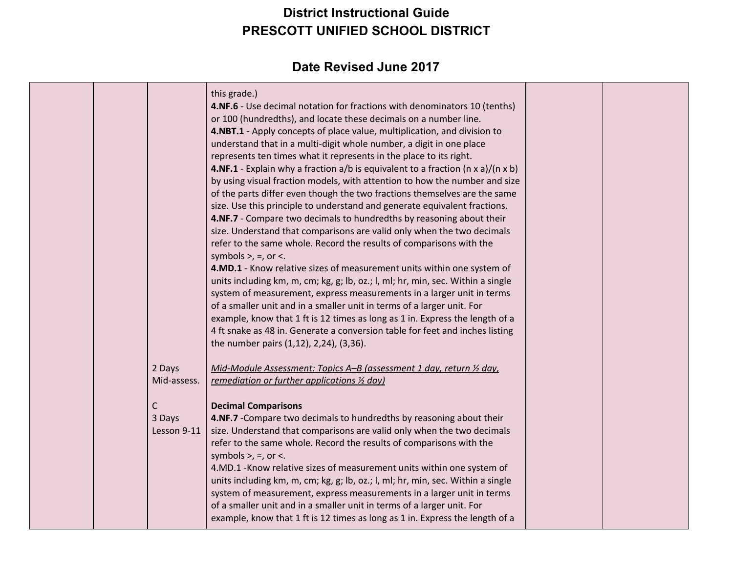# District Instructional Guide
# PRESCOTT UNIFIED SCHOOL DISTRICT

## Date Revised June 2017

| | | | | | |
|---|---|---|---|---|---|
| | | | this grade.)<br>**4.NF.6** - Use decimal notation for fractions with denominators 10 (tenths) or 100 (hundredths), and locate these decimals on a number line.<br>**4.NBT.1** - Apply concepts of place value, multiplication, and division to understand that in a multi-digit whole number, a digit in one place represents ten times what it represents in the place to its right.<br>**4.NF.1** - Explain why a fraction a/b is equivalent to a fraction (n x a)/(n x b) by using visual fraction models, with attention to how the number and size of the parts differ even though the two fractions themselves are the same size. Use this principle to understand and generate equivalent fractions.<br>**4.NF.7** - Compare two decimals to hundredths by reasoning about their size. Understand that comparisons are valid only when the two decimals refer to the same whole. Record the results of comparisons with the symbols >, =, or <.<br>**4.MD.1** - Know relative sizes of measurement units within one system of units including km, m, cm; kg, g; lb, oz.; l, ml; hr, min, sec. Within a single system of measurement, express measurements in a larger unit in terms of a smaller unit and in a smaller unit in terms of a larger unit. For example, know that 1 ft is 12 times as long as 1 in. Express the length of a 4 ft snake as 48 in. Generate a conversion table for feet and inches listing the number pairs (1,12), 2,24), (3,36). | | |
| | | 2 Days<br>Mid-assess. | *Mid-Module Assessment: Topics A–B (assessment 1 day, return ½ day, remediation or further applications ½ day)* | | |
| | | C<br>3 Days<br>Lesson 9-11 | **Decimal Comparisons**<br>**4.NF.7** -Compare two decimals to hundredths by reasoning about their size. Understand that comparisons are valid only when the two decimals refer to the same whole. Record the results of comparisons with the symbols >, =, or <.<br>4.MD.1 -Know relative sizes of measurement units within one system of units including km, m, cm; kg, g; lb, oz.; l, ml; hr, min, sec. Within a single system of measurement, express measurements in a larger unit in terms of a smaller unit and in a smaller unit in terms of a larger unit. For example, know that 1 ft is 12 times as long as 1 in. Express the length of a | | |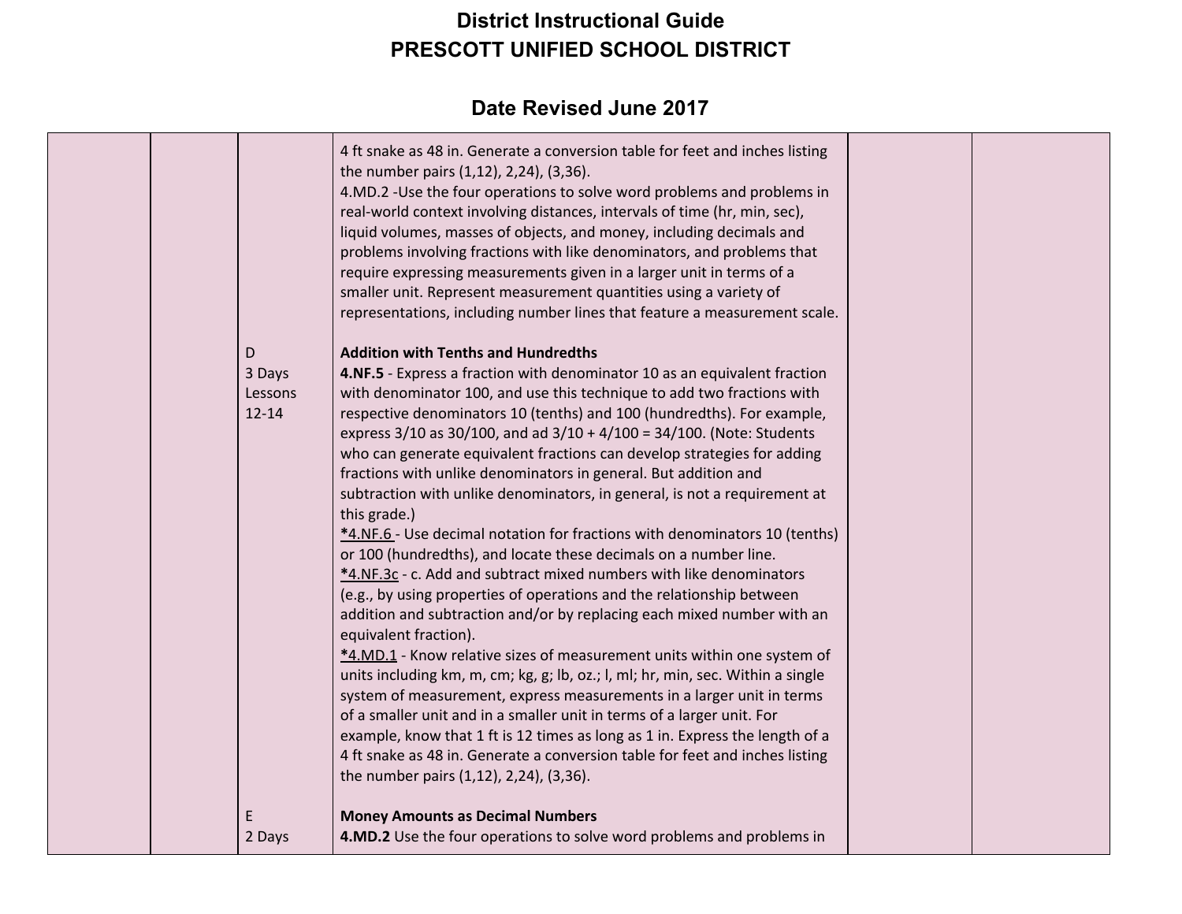| | | | | | |
|---|---|---|---|---|---|
| | | | 4 ft snake as 48 in. Generate a conversion table for feet and inches listing the number pairs (1,12), 2,24), (3,36).<br>4.MD.2 -Use the four operations to solve word problems and problems in real-world context involving distances, intervals of time (hr, min, sec), liquid volumes, masses of objects, and money, including decimals and problems involving fractions with like denominators, and problems that require expressing measurements given in a larger unit in terms of a smaller unit. Represent measurement quantities using a variety of representations, including number lines that feature a measurement scale. | | |
| | | D<br>3 Days<br>Lessons<br>12-14 | **Addition with Tenths and Hundredths**<br>**4.NF.5** - Express a fraction with denominator 10 as an equivalent fraction with denominator 100, and use this technique to add two fractions with respective denominators 10 (tenths) and 100 (hundredths). For example, express 3/10 as 30/100, and ad 3/10 + 4/100 = 34/100. (Note: Students who can generate equivalent fractions can develop strategies for adding fractions with unlike denominators in general. But addition and subtraction with unlike denominators, in general, is not a requirement at this grade.)<br>*4.NF.6 - Use decimal notation for fractions with denominators 10 (tenths) or 100 (hundredths), and locate these decimals on a number line.<br>*4.NF.3c - c. Add and subtract mixed numbers with like denominators (e.g., by using properties of operations and the relationship between addition and subtraction and/or by replacing each mixed number with an equivalent fraction).<br>*4.MD.1 - Know relative sizes of measurement units within one system of units including km, m, cm; kg, g; lb, oz.; l, ml; hr, min, sec. Within a single system of measurement, express measurements in a larger unit in terms of a smaller unit and in a smaller unit in terms of a larger unit. For example, know that 1 ft is 12 times as long as 1 in. Express the length of a 4 ft snake as 48 in. Generate a conversion table for feet and inches listing the number pairs (1,12), 2,24), (3,36). | | |
| | | E<br>2 Days | **Money Amounts as Decimal Numbers**<br>**4.MD.2** Use the four operations to solve word problems and problems in | | |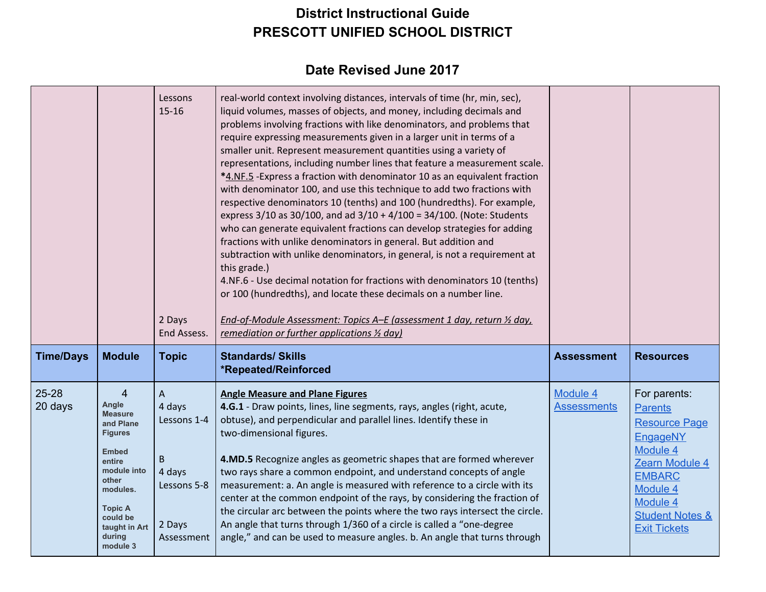# District Instructional Guide
# PRESCOTT UNIFIED SCHOOL DISTRICT

## Date Revised June 2017

| Time/Days | Module | Topic | Standards/ Skills *Repeated/Reinforced | Assessment | Resources |
|---|---|---|---|---|---|
| | | Lessons 15-16<br><br>2 Days End Assess. | real-world context involving distances, intervals of time (hr, min, sec), liquid volumes, masses of objects, and money, including decimals and problems involving fractions with like denominators, and problems that require expressing measurements given in a larger unit in terms of a smaller unit. Represent measurement quantities using a variety of representations, including number lines that feature a measurement scale.<br>*4.NF.5 -Express a fraction with denominator 10 as an equivalent fraction with denominator 100, and use this technique to add two fractions with respective denominators 10 (tenths) and 100 (hundredths). For example, express 3/10 as 30/100, and ad 3/10 + 4/100 = 34/100. (Note: Students who can generate equivalent fractions can develop strategies for adding fractions with unlike denominators in general. But addition and subtraction with unlike denominators, in general, is not a requirement at this grade.)<br>4.NF.6 - Use decimal notation for fractions with denominators 10 (tenths) or 100 (hundredths), and locate these decimals on a number line.<br><br>*End-of-Module Assessment: Topics A–E (assessment 1 day, return ½ day, remediation or further applications ½ day)* | | |
| **Time/Days** | **Module** | **Topic** | **Standards/ Skills *Repeated/Reinforced** | **Assessment** | **Resources** |
| 25-28<br>20 days | 4<br>**Angle Measure and Plane Figures**<br><br>**Embed entire module into other modules.**<br><br>**Topic A could be taught in Art during module 3** | A<br>4 days<br>Lessons 1-4<br><br>B<br>4 days<br>Lessons 5-8<br><br>2 Days<br>Assessment | **Angle Measure and Plane Figures**<br>**4.G.1** - Draw points, lines, line segments, rays, angles (right, acute, obtuse), and perpendicular and parallel lines. Identify these in two-dimensional figures.<br><br>**4.MD.5** Recognize angles as geometric shapes that are formed wherever two rays share a common endpoint, and understand concepts of angle measurement: a. An angle is measured with reference to a circle with its center at the common endpoint of the rays, by considering the fraction of the circular arc between the points where the two rays intersect the circle. An angle that turns through 1/360 of a circle is called a "one-degree angle," and can be used to measure angles. b. An angle that turns through | Module 4 Assessments | For parents:<br>Parents Resource Page<br>EngageNY Module 4<br>Zearn Module 4<br>EMBARC Module 4<br>Module 4 Student Notes & Exit Tickets |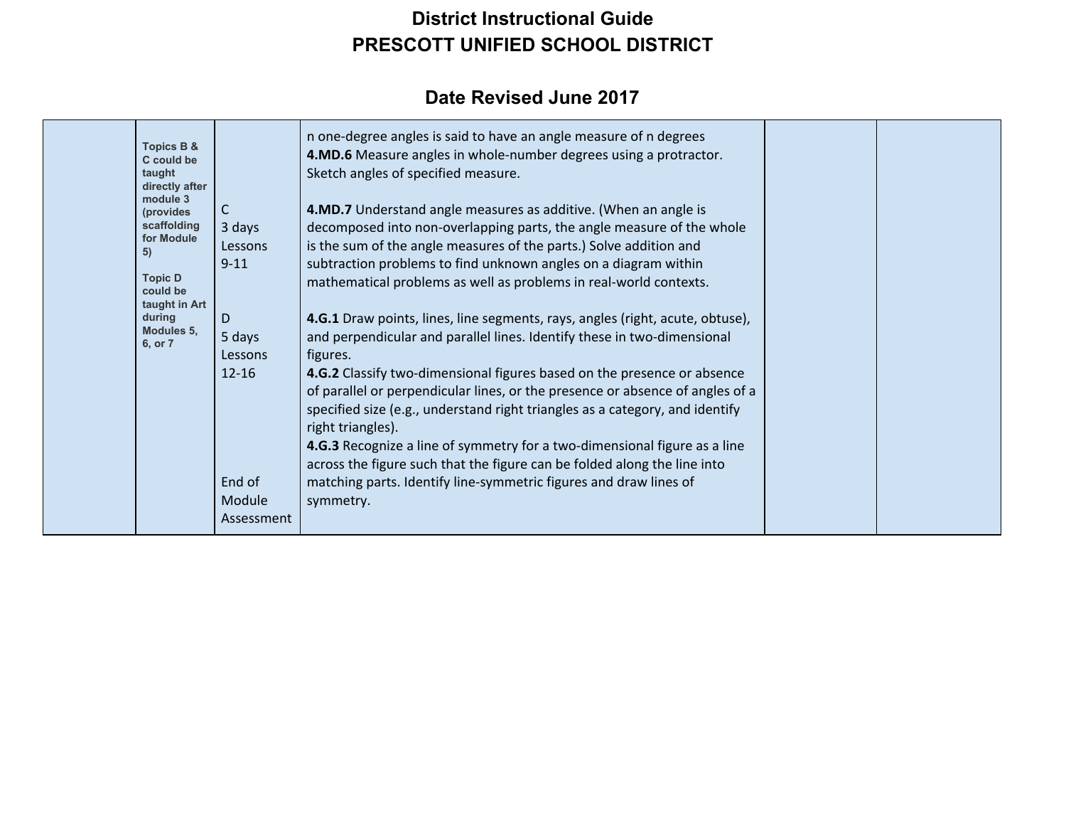# District Instructional Guide
# PRESCOTT UNIFIED SCHOOL DISTRICT

## Date Revised June 2017

| | | | | | |
|---|---|---|---|---|---|
| | **Topics B & C could be taught directly after module 3 (provides scaffolding for Module 5)**<br><br>**Topic D could be taught in Art during Modules 5, 6, or 7** | C<br>3 days<br>Lessons 9-11<br><br>D<br>5 days<br>Lessons 12-16<br><br>End of Module Assessment | n one-degree angles is said to have an angle measure of n degrees<br>**4.MD.6** Measure angles in whole-number degrees using a protractor. Sketch angles of specified measure.<br><br>**4.MD.7** Understand angle measures as additive. (When an angle is decomposed into non-overlapping parts, the angle measure of the whole is the sum of the angle measures of the parts.) Solve addition and subtraction problems to find unknown angles on a diagram within mathematical problems as well as problems in real-world contexts.<br><br>**4.G.1** Draw points, lines, line segments, rays, angles (right, acute, obtuse), and perpendicular and parallel lines. Identify these in two-dimensional figures.<br>**4.G.2** Classify two-dimensional figures based on the presence or absence of parallel or perpendicular lines, or the presence or absence of angles of a specified size (e.g., understand right triangles as a category, and identify right triangles).<br>**4.G.3** Recognize a line of symmetry for a two-dimensional figure as a line across the figure such that the figure can be folded along the line into matching parts. Identify line-symmetric figures and draw lines of symmetry. | | |